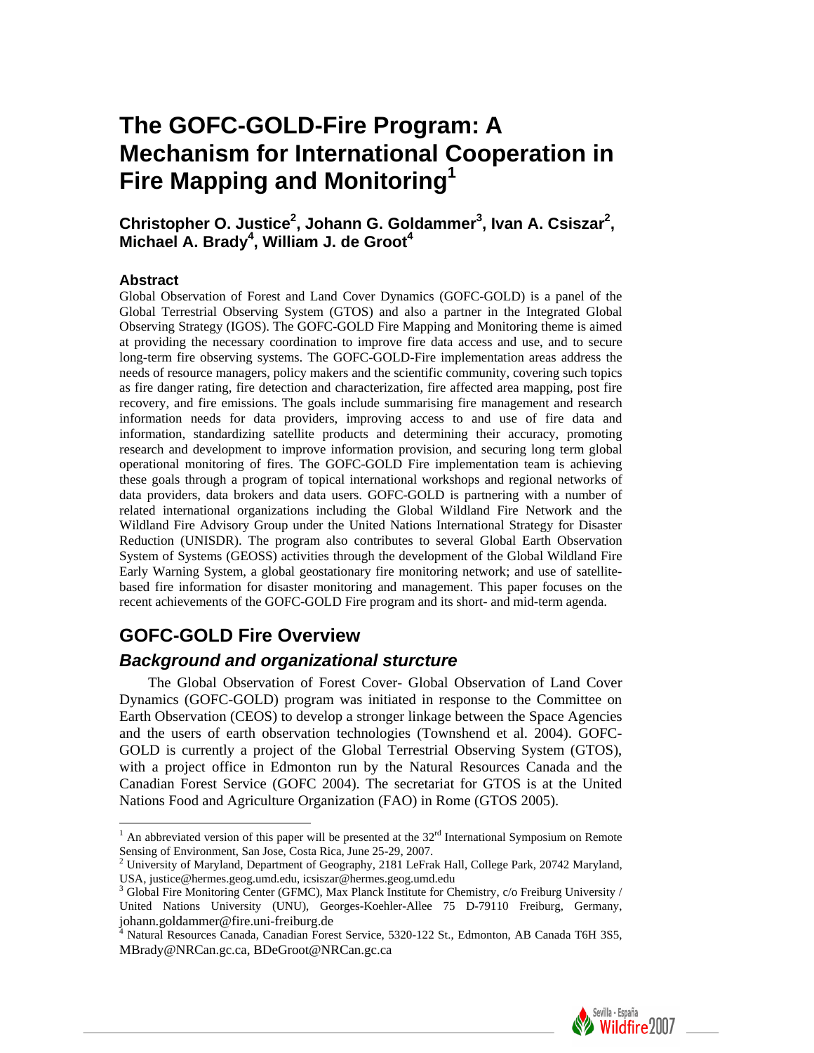# The GOFC-GOLD-Fire Program: A Mechanism for International Cooperation in Fire Mapping and Monitoring[1]

**Christopher O. Justice[2], Johann G. Goldammer[3], Ivan A. Csiszar[2], Michael A. Brady[4], William J. de Groot[4]**

### Abstract

Global Observation of Forest and Land Cover Dynamics (GOFC-GOLD) is a panel of the Global Terrestrial Observing System (GTOS) and also a partner in the Integrated Global Observing Strategy (IGOS). The GOFC-GOLD Fire Mapping and Monitoring theme is aimed at providing the necessary coordination to improve fire data access and use, and to secure long-term fire observing systems. The GOFC-GOLD-Fire implementation areas address the needs of resource managers, policy makers and the scientific community, covering such topics as fire danger rating, fire detection and characterization, fire affected area mapping, post fire recovery, and fire emissions. The goals include summarising fire management and research information needs for data providers, improving access to and use of fire data and information, standardizing satellite products and determining their accuracy, promoting research and development to improve information provision, and securing long term global operational monitoring of fires. The GOFC-GOLD Fire implementation team is achieving these goals through a program of topical international workshops and regional networks of data providers, data brokers and data users. GOFC-GOLD is partnering with a number of related international organizations including the Global Wildland Fire Network and the Wildland Fire Advisory Group under the United Nations International Strategy for Disaster Reduction (UNISDR). The program also contributes to several Global Earth Observation System of Systems (GEOSS) activities through the development of the Global Wildland Fire Early Warning System, a global geostationary fire monitoring network; and use of satellite-based fire information for disaster monitoring and management. This paper focuses on the recent achievements of the GOFC-GOLD Fire program and its short- and mid-term agenda.

## GOFC-GOLD Fire Overview

### *Background and organizational sturcture*

The Global Observation of Forest Cover- Global Observation of Land Cover Dynamics (GOFC-GOLD) program was initiated in response to the Committee on Earth Observation (CEOS) to develop a stronger linkage between the Space Agencies and the users of earth observation technologies (Townshend et al. 2004). GOFC-GOLD is currently a project of the Global Terrestrial Observing System (GTOS), with a project office in Edmonton run by the Natural Resources Canada and the Canadian Forest Service (GOFC 2004). The secretariat for GTOS is at the United Nations Food and Agriculture Organization (FAO) in Rome (GTOS 2005).

---

[1] An abbreviated version of this paper will be presented at the 32[rd] International Symposium on Remote Sensing of Environment, San Jose, Costa Rica, June 25-29, 2007.

[2] University of Maryland, Department of Geography, 2181 LeFrak Hall, College Park, 20742 Maryland, USA, justice@hermes.geog.umd.edu, icsiszar@hermes.geog.umd.edu

[3] Global Fire Monitoring Center (GFMC), Max Planck Institute for Chemistry, c/o Freiburg University / United Nations University (UNU), Georges-Koehler-Allee 75 D-79110 Freiburg, Germany, johann.goldammer@fire.uni-freiburg.de

[4] Natural Resources Canada, Canadian Forest Service, 5320-122 St., Edmonton, AB Canada T6H 3S5, MBrady@NRCan.gc.ca, BDeGroot@NRCan.gc.ca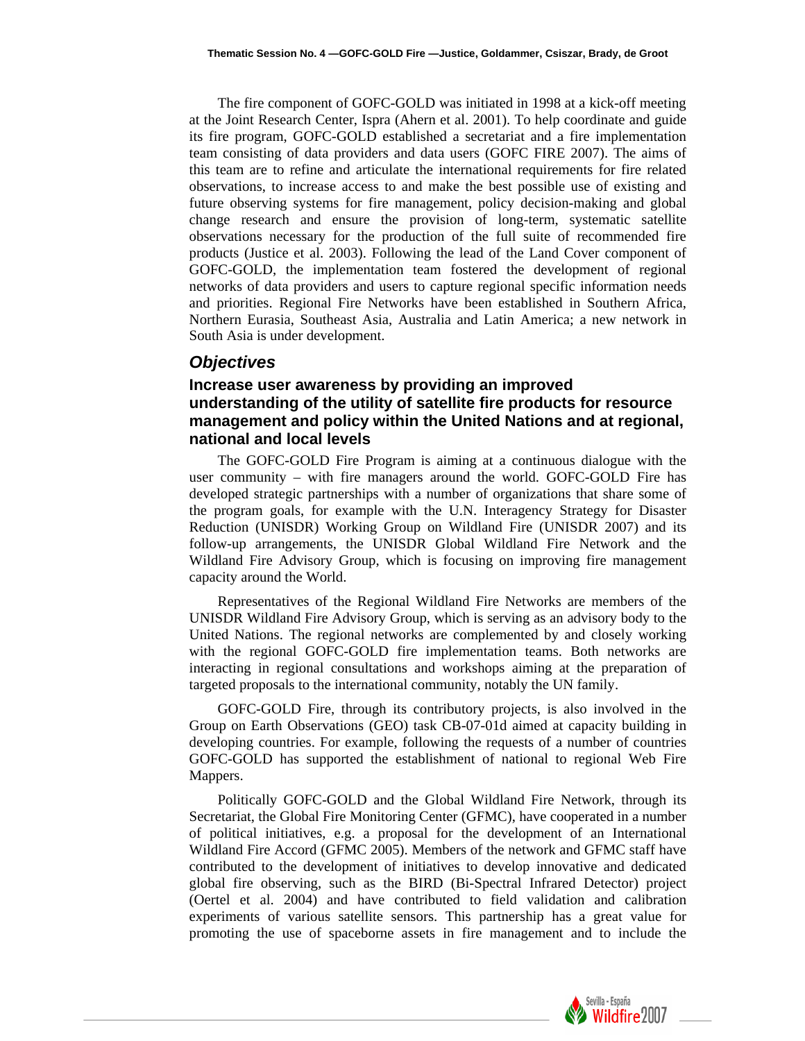The fire component of GOFC-GOLD was initiated in 1998 at a kick-off meeting at the Joint Research Center, Ispra (Ahern et al. 2001). To help coordinate and guide its fire program, GOFC-GOLD established a secretariat and a fire implementation team consisting of data providers and data users (GOFC FIRE 2007). The aims of this team are to refine and articulate the international requirements for fire related observations, to increase access to and make the best possible use of existing and future observing systems for fire management, policy decision-making and global change research and ensure the provision of long-term, systematic satellite observations necessary for the production of the full suite of recommended fire products (Justice et al. 2003). Following the lead of the Land Cover component of GOFC-GOLD, the implementation team fostered the development of regional networks of data providers and users to capture regional specific information needs and priorities. Regional Fire Networks have been established in Southern Africa, Northern Eurasia, Southeast Asia, Australia and Latin America; a new network in South Asia is under development.

## *Objectives*

### Increase user awareness by providing an improved understanding of the utility of satellite fire products for resource management and policy within the United Nations and at regional, national and local levels

The GOFC-GOLD Fire Program is aiming at a continuous dialogue with the user community – with fire managers around the world. GOFC-GOLD Fire has developed strategic partnerships with a number of organizations that share some of the program goals, for example with the U.N. Interagency Strategy for Disaster Reduction (UNISDR) Working Group on Wildland Fire (UNISDR 2007) and its follow-up arrangements, the UNISDR Global Wildland Fire Network and the Wildland Fire Advisory Group, which is focusing on improving fire management capacity around the World.

Representatives of the Regional Wildland Fire Networks are members of the UNISDR Wildland Fire Advisory Group, which is serving as an advisory body to the United Nations. The regional networks are complemented by and closely working with the regional GOFC-GOLD fire implementation teams. Both networks are interacting in regional consultations and workshops aiming at the preparation of targeted proposals to the international community, notably the UN family.

GOFC-GOLD Fire, through its contributory projects, is also involved in the Group on Earth Observations (GEO) task CB-07-01d aimed at capacity building in developing countries. For example, following the requests of a number of countries GOFC-GOLD has supported the establishment of national to regional Web Fire Mappers.

Politically GOFC-GOLD and the Global Wildland Fire Network, through its Secretariat, the Global Fire Monitoring Center (GFMC), have cooperated in a number of political initiatives, e.g. a proposal for the development of an International Wildland Fire Accord (GFMC 2005). Members of the network and GFMC staff have contributed to the development of initiatives to develop innovative and dedicated global fire observing, such as the BIRD (Bi-Spectral Infrared Detector) project (Oertel et al. 2004) and have contributed to field validation and calibration experiments of various satellite sensors. This partnership has a great value for promoting the use of spaceborne assets in fire management and to include the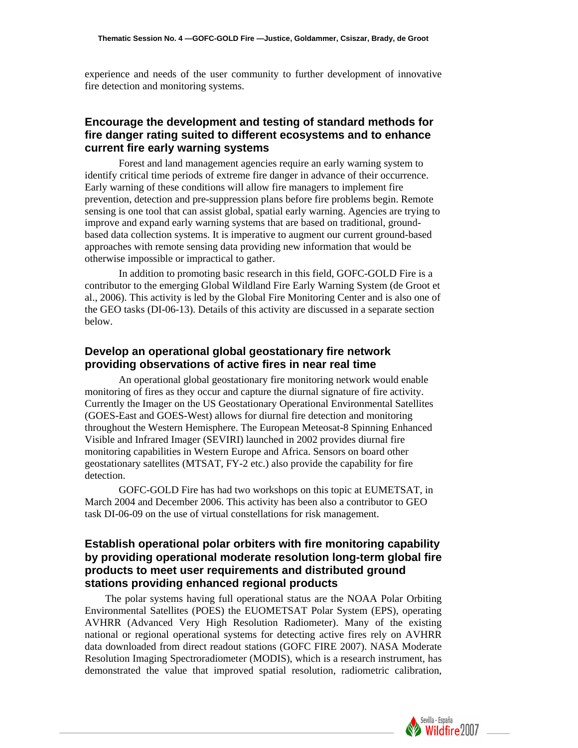experience and needs of the user community to further development of innovative fire detection and monitoring systems.

### Encourage the development and testing of standard methods for fire danger rating suited to different ecosystems and to enhance current fire early warning systems

Forest and land management agencies require an early warning system to identify critical time periods of extreme fire danger in advance of their occurrence. Early warning of these conditions will allow fire managers to implement fire prevention, detection and pre-suppression plans before fire problems begin. Remote sensing is one tool that can assist global, spatial early warning. Agencies are trying to improve and expand early warning systems that are based on traditional, ground-based data collection systems. It is imperative to augment our current ground-based approaches with remote sensing data providing new information that would be otherwise impossible or impractical to gather.

In addition to promoting basic research in this field, GOFC-GOLD Fire is a contributor to the emerging Global Wildland Fire Early Warning System (de Groot et al., 2006). This activity is led by the Global Fire Monitoring Center and is also one of the GEO tasks (DI-06-13). Details of this activity are discussed in a separate section below.

### Develop an operational global geostationary fire network providing observations of active fires in near real time

An operational global geostationary fire monitoring network would enable monitoring of fires as they occur and capture the diurnal signature of fire activity. Currently the Imager on the US Geostationary Operational Environmental Satellites (GOES-East and GOES-West) allows for diurnal fire detection and monitoring throughout the Western Hemisphere. The European Meteosat-8 Spinning Enhanced Visible and Infrared Imager (SEVIRI) launched in 2002 provides diurnal fire monitoring capabilities in Western Europe and Africa. Sensors on board other geostationary satellites (MTSAT, FY-2 etc.) also provide the capability for fire detection.

GOFC-GOLD Fire has had two workshops on this topic at EUMETSAT, in March 2004 and December 2006. This activity has been also a contributor to GEO task DI-06-09 on the use of virtual constellations for risk management.

### Establish operational polar orbiters with fire monitoring capability by providing operational moderate resolution long-term global fire products to meet user requirements and distributed ground stations providing enhanced regional products

The polar systems having full operational status are the NOAA Polar Orbiting Environmental Satellites (POES) the EUOMETSAT Polar System (EPS), operating AVHRR (Advanced Very High Resolution Radiometer). Many of the existing national or regional operational systems for detecting active fires rely on AVHRR data downloaded from direct readout stations (GOFC FIRE 2007). NASA Moderate Resolution Imaging Spectroradiometer (MODIS), which is a research instrument, has demonstrated the value that improved spatial resolution, radiometric calibration,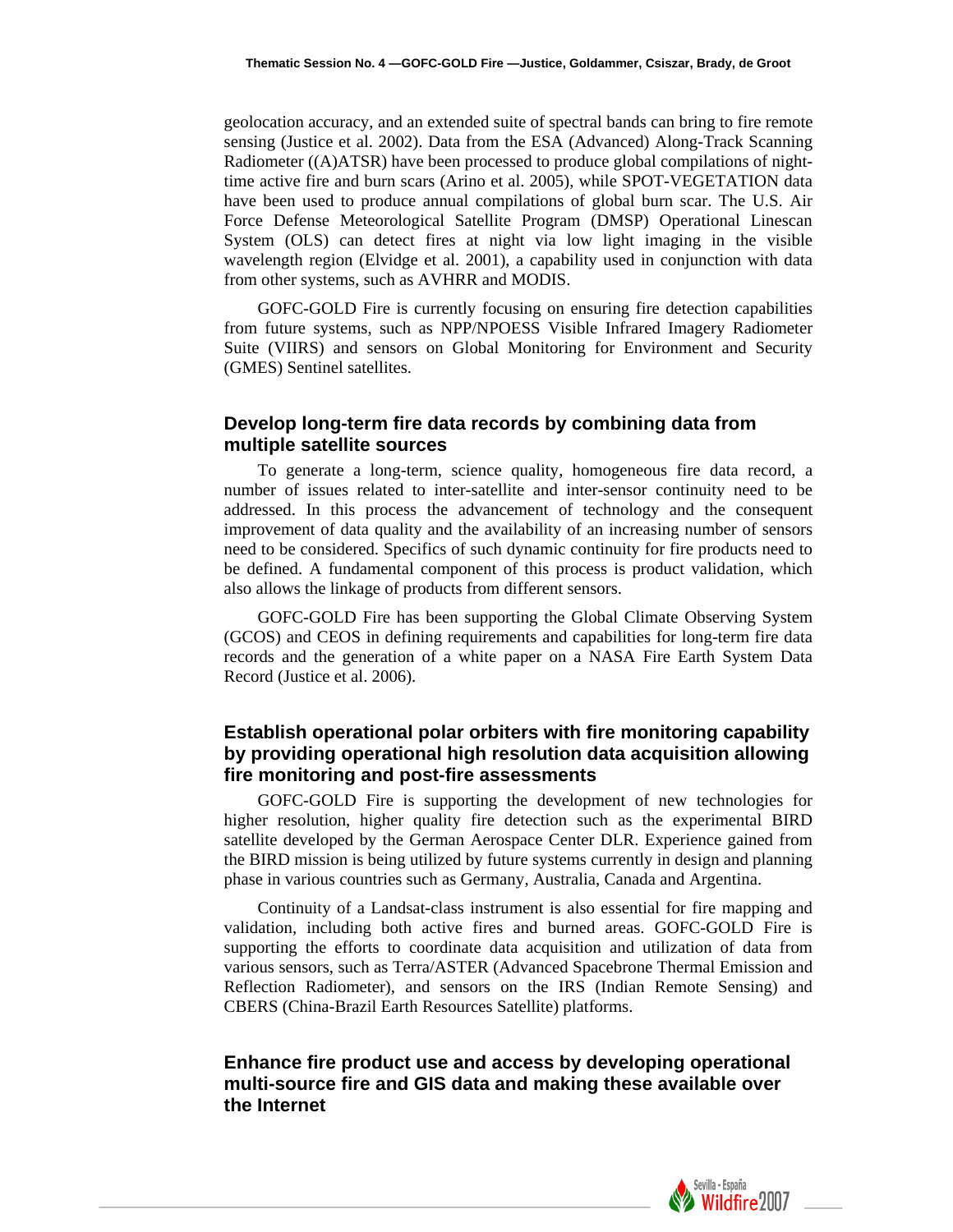geolocation accuracy, and an extended suite of spectral bands can bring to fire remote sensing (Justice et al. 2002). Data from the ESA (Advanced) Along-Track Scanning Radiometer ((A)ATSR) have been processed to produce global compilations of night-time active fire and burn scars (Arino et al. 2005), while SPOT-VEGETATION data have been used to produce annual compilations of global burn scar. The U.S. Air Force Defense Meteorological Satellite Program (DMSP) Operational Linescan System (OLS) can detect fires at night via low light imaging in the visible wavelength region (Elvidge et al. 2001), a capability used in conjunction with data from other systems, such as AVHRR and MODIS.

GOFC-GOLD Fire is currently focusing on ensuring fire detection capabilities from future systems, such as NPP/NPOESS Visible Infrared Imagery Radiometer Suite (VIIRS) and sensors on Global Monitoring for Environment and Security (GMES) Sentinel satellites.

## Develop long-term fire data records by combining data from multiple satellite sources

To generate a long-term, science quality, homogeneous fire data record, a number of issues related to inter-satellite and inter-sensor continuity need to be addressed. In this process the advancement of technology and the consequent improvement of data quality and the availability of an increasing number of sensors need to be considered. Specifics of such dynamic continuity for fire products need to be defined. A fundamental component of this process is product validation, which also allows the linkage of products from different sensors.

GOFC-GOLD Fire has been supporting the Global Climate Observing System (GCOS) and CEOS in defining requirements and capabilities for long-term fire data records and the generation of a white paper on a NASA Fire Earth System Data Record (Justice et al. 2006).

## Establish operational polar orbiters with fire monitoring capability by providing operational high resolution data acquisition allowing fire monitoring and post-fire assessments

GOFC-GOLD Fire is supporting the development of new technologies for higher resolution, higher quality fire detection such as the experimental BIRD satellite developed by the German Aerospace Center DLR. Experience gained from the BIRD mission is being utilized by future systems currently in design and planning phase in various countries such as Germany, Australia, Canada and Argentina.

Continuity of a Landsat-class instrument is also essential for fire mapping and validation, including both active fires and burned areas. GOFC-GOLD Fire is supporting the efforts to coordinate data acquisition and utilization of data from various sensors, such as Terra/ASTER (Advanced Spacebrone Thermal Emission and Reflection Radiometer), and sensors on the IRS (Indian Remote Sensing) and CBERS (China-Brazil Earth Resources Satellite) platforms.

## Enhance fire product use and access by developing operational multi-source fire and GIS data and making these available over the Internet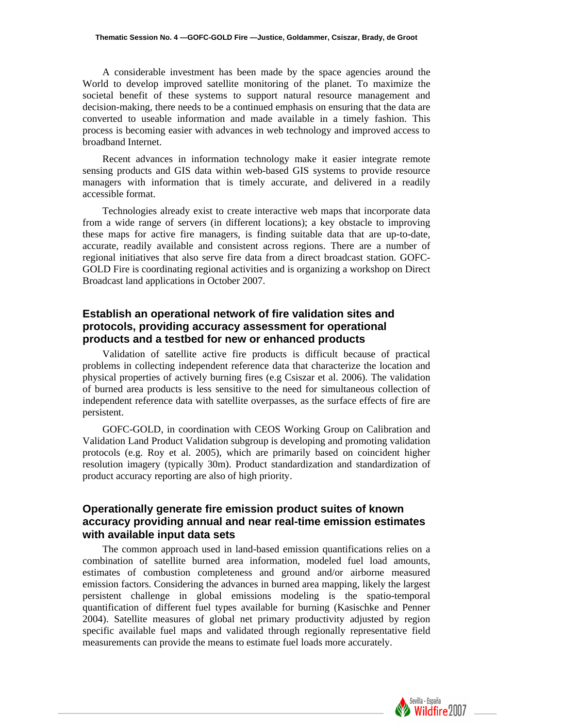A considerable investment has been made by the space agencies around the World to develop improved satellite monitoring of the planet. To maximize the societal benefit of these systems to support natural resource management and decision-making, there needs to be a continued emphasis on ensuring that the data are converted to useable information and made available in a timely fashion. This process is becoming easier with advances in web technology and improved access to broadband Internet.

Recent advances in information technology make it easier integrate remote sensing products and GIS data within web-based GIS systems to provide resource managers with information that is timely accurate, and delivered in a readily accessible format.

Technologies already exist to create interactive web maps that incorporate data from a wide range of servers (in different locations); a key obstacle to improving these maps for active fire managers, is finding suitable data that are up-to-date, accurate, readily available and consistent across regions. There are a number of regional initiatives that also serve fire data from a direct broadcast station. GOFC-GOLD Fire is coordinating regional activities and is organizing a workshop on Direct Broadcast land applications in October 2007.

## Establish an operational network of fire validation sites and protocols, providing accuracy assessment for operational products and a testbed for new or enhanced products

Validation of satellite active fire products is difficult because of practical problems in collecting independent reference data that characterize the location and physical properties of actively burning fires (e.g Csiszar et al. 2006). The validation of burned area products is less sensitive to the need for simultaneous collection of independent reference data with satellite overpasses, as the surface effects of fire are persistent.

GOFC-GOLD, in coordination with CEOS Working Group on Calibration and Validation Land Product Validation subgroup is developing and promoting validation protocols (e.g. Roy et al. 2005), which are primarily based on coincident higher resolution imagery (typically 30m). Product standardization and standardization of product accuracy reporting are also of high priority.

## Operationally generate fire emission product suites of known accuracy providing annual and near real-time emission estimates with available input data sets

The common approach used in land-based emission quantifications relies on a combination of satellite burned area information, modeled fuel load amounts, estimates of combustion completeness and ground and/or airborne measured emission factors. Considering the advances in burned area mapping, likely the largest persistent challenge in global emissions modeling is the spatio-temporal quantification of different fuel types available for burning (Kasischke and Penner 2004). Satellite measures of global net primary productivity adjusted by region specific available fuel maps and validated through regionally representative field measurements can provide the means to estimate fuel loads more accurately.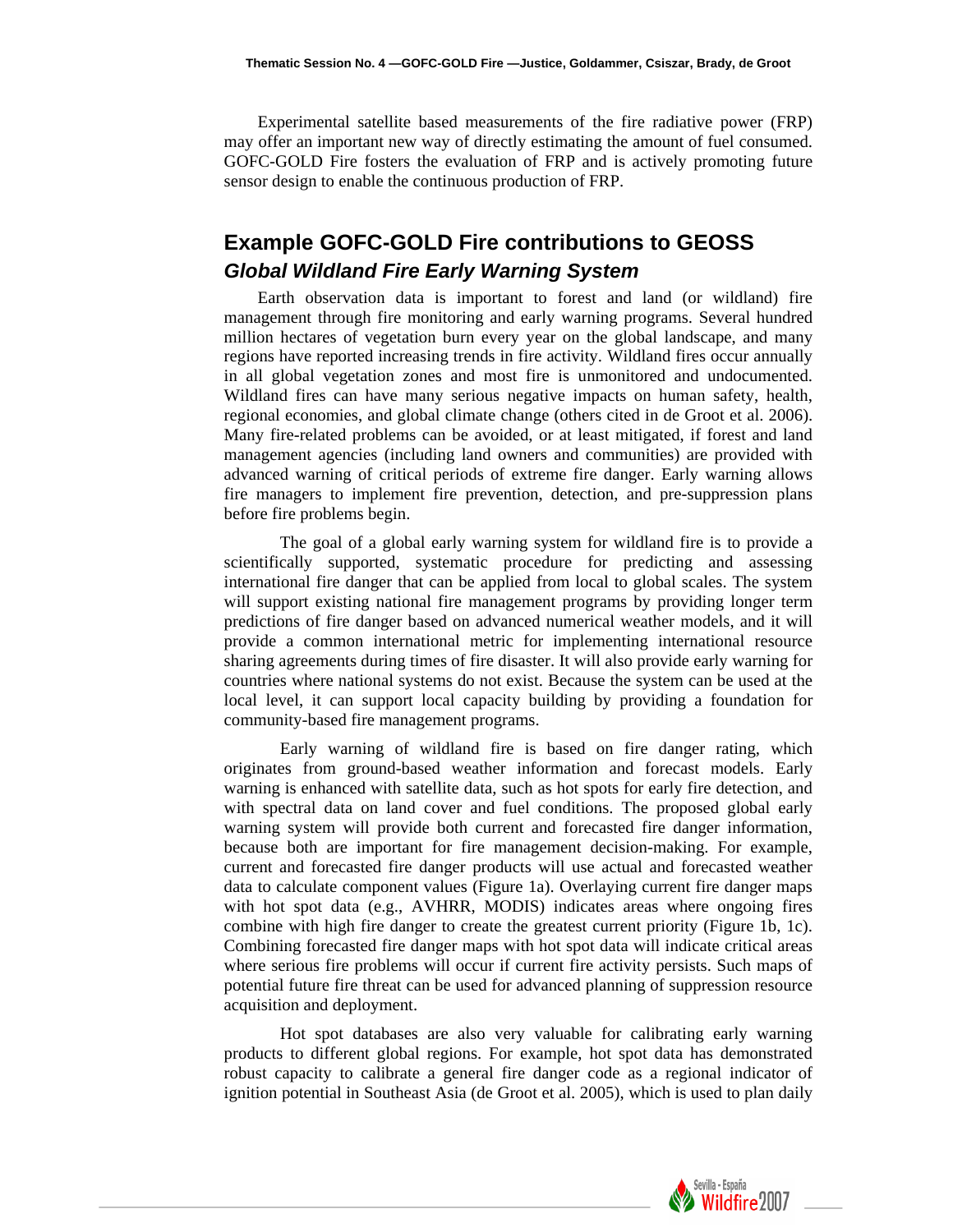Experimental satellite based measurements of the fire radiative power (FRP) may offer an important new way of directly estimating the amount of fuel consumed. GOFC-GOLD Fire fosters the evaluation of FRP and is actively promoting future sensor design to enable the continuous production of FRP.

## Example GOFC-GOLD Fire contributions to GEOSS

### *Global Wildland Fire Early Warning System*

Earth observation data is important to forest and land (or wildland) fire management through fire monitoring and early warning programs. Several hundred million hectares of vegetation burn every year on the global landscape, and many regions have reported increasing trends in fire activity. Wildland fires occur annually in all global vegetation zones and most fire is unmonitored and undocumented. Wildland fires can have many serious negative impacts on human safety, health, regional economies, and global climate change (others cited in de Groot et al. 2006). Many fire-related problems can be avoided, or at least mitigated, if forest and land management agencies (including land owners and communities) are provided with advanced warning of critical periods of extreme fire danger. Early warning allows fire managers to implement fire prevention, detection, and pre-suppression plans before fire problems begin.

The goal of a global early warning system for wildland fire is to provide a scientifically supported, systematic procedure for predicting and assessing international fire danger that can be applied from local to global scales. The system will support existing national fire management programs by providing longer term predictions of fire danger based on advanced numerical weather models, and it will provide a common international metric for implementing international resource sharing agreements during times of fire disaster. It will also provide early warning for countries where national systems do not exist. Because the system can be used at the local level, it can support local capacity building by providing a foundation for community-based fire management programs.

Early warning of wildland fire is based on fire danger rating, which originates from ground-based weather information and forecast models. Early warning is enhanced with satellite data, such as hot spots for early fire detection, and with spectral data on land cover and fuel conditions. The proposed global early warning system will provide both current and forecasted fire danger information, because both are important for fire management decision-making. For example, current and forecasted fire danger products will use actual and forecasted weather data to calculate component values (Figure 1a). Overlaying current fire danger maps with hot spot data (e.g., AVHRR, MODIS) indicates areas where ongoing fires combine with high fire danger to create the greatest current priority (Figure 1b, 1c). Combining forecasted fire danger maps with hot spot data will indicate critical areas where serious fire problems will occur if current fire activity persists. Such maps of potential future fire threat can be used for advanced planning of suppression resource acquisition and deployment.

Hot spot databases are also very valuable for calibrating early warning products to different global regions. For example, hot spot data has demonstrated robust capacity to calibrate a general fire danger code as a regional indicator of ignition potential in Southeast Asia (de Groot et al. 2005), which is used to plan daily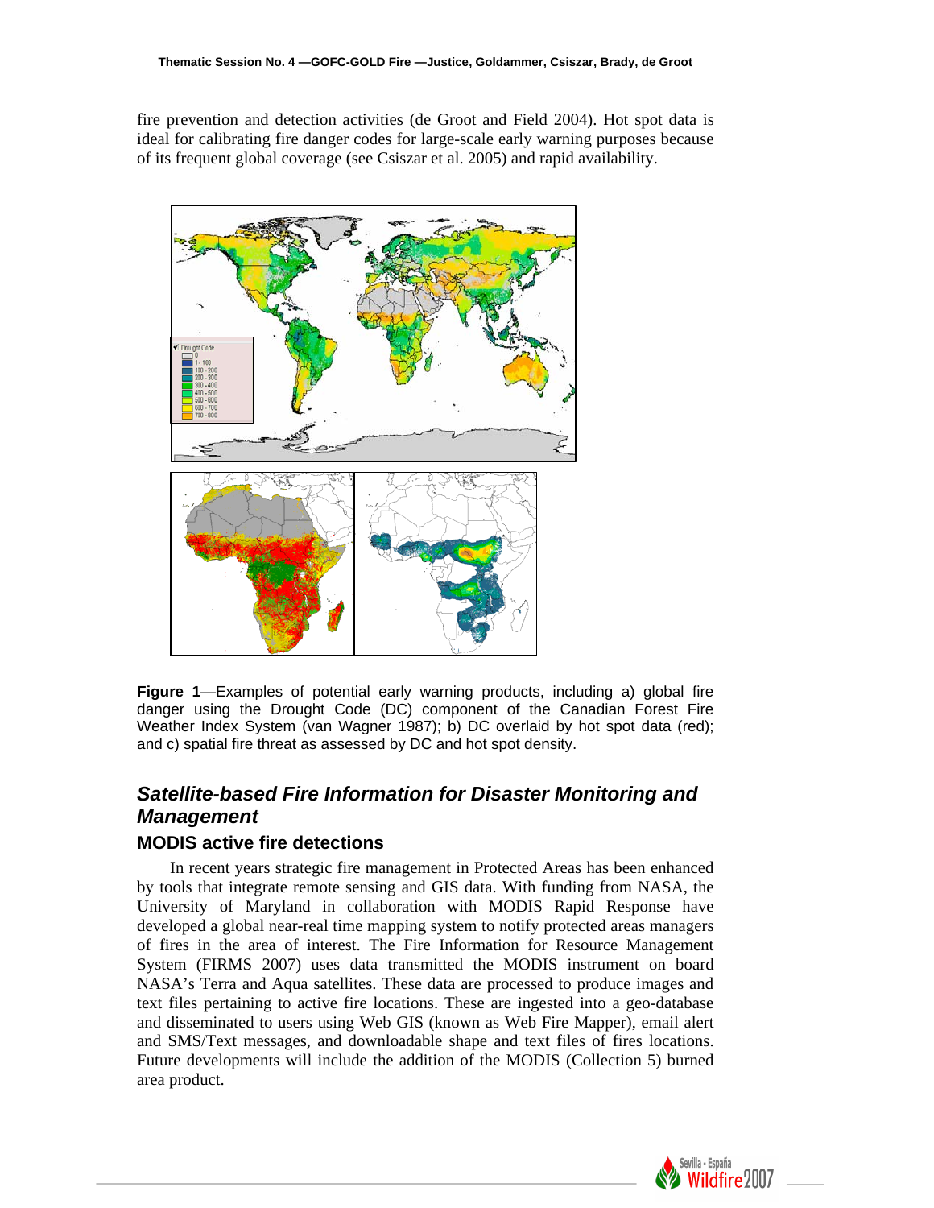fire prevention and detection activities (de Groot and Field 2004). Hot spot data is ideal for calibrating fire danger codes for large-scale early warning purposes because of its frequent global coverage (see Csiszar et al. 2005) and rapid availability.

**Figure 1**—Examples of potential early warning products, including a) global fire danger using the Drought Code (DC) component of the Canadian Forest Fire Weather Index System (van Wagner 1987); b) DC overlaid by hot spot data (red); and c) spatial fire threat as assessed by DC and hot spot density.

## *Satellite-based Fire Information for Disaster Monitoring and Management*

### MODIS active fire detections

In recent years strategic fire management in Protected Areas has been enhanced by tools that integrate remote sensing and GIS data. With funding from NASA, the University of Maryland in collaboration with MODIS Rapid Response have developed a global near-real time mapping system to notify protected areas managers of fires in the area of interest. The Fire Information for Resource Management System (FIRMS 2007) uses data transmitted the MODIS instrument on board NASA's Terra and Aqua satellites. These data are processed to produce images and text files pertaining to active fire locations. These are ingested into a geo-database and disseminated to users using Web GIS (known as Web Fire Mapper), email alert and SMS/Text messages, and downloadable shape and text files of fires locations. Future developments will include the addition of the MODIS (Collection 5) burned area product.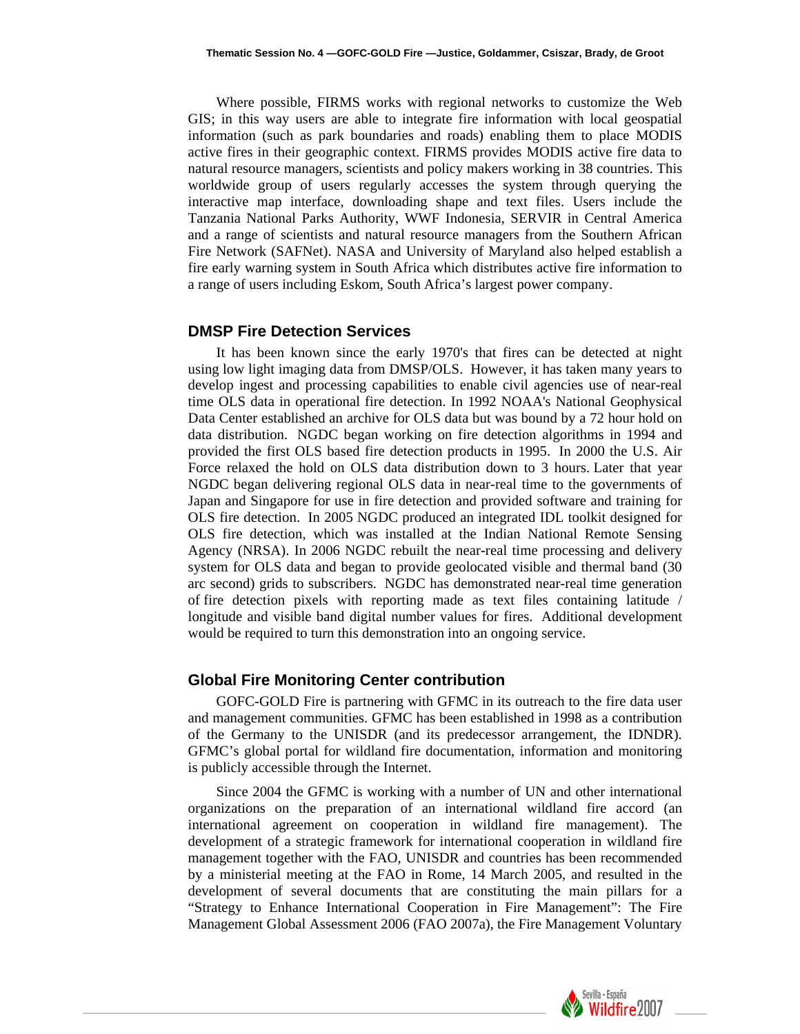Where possible, FIRMS works with regional networks to customize the Web GIS; in this way users are able to integrate fire information with local geospatial information (such as park boundaries and roads) enabling them to place MODIS active fires in their geographic context. FIRMS provides MODIS active fire data to natural resource managers, scientists and policy makers working in 38 countries. This worldwide group of users regularly accesses the system through querying the interactive map interface, downloading shape and text files. Users include the Tanzania National Parks Authority, WWF Indonesia, SERVIR in Central America and a range of scientists and natural resource managers from the Southern African Fire Network (SAFNet). NASA and University of Maryland also helped establish a fire early warning system in South Africa which distributes active fire information to a range of users including Eskom, South Africa's largest power company.

## DMSP Fire Detection Services

It has been known since the early 1970's that fires can be detected at night using low light imaging data from DMSP/OLS. However, it has taken many years to develop ingest and processing capabilities to enable civil agencies use of near-real time OLS data in operational fire detection. In 1992 NOAA's National Geophysical Data Center established an archive for OLS data but was bound by a 72 hour hold on data distribution. NGDC began working on fire detection algorithms in 1994 and provided the first OLS based fire detection products in 1995. In 2000 the U.S. Air Force relaxed the hold on OLS data distribution down to 3 hours. Later that year NGDC began delivering regional OLS data in near-real time to the governments of Japan and Singapore for use in fire detection and provided software and training for OLS fire detection. In 2005 NGDC produced an integrated IDL toolkit designed for OLS fire detection, which was installed at the Indian National Remote Sensing Agency (NRSA). In 2006 NGDC rebuilt the near-real time processing and delivery system for OLS data and began to provide geolocated visible and thermal band (30 arc second) grids to subscribers. NGDC has demonstrated near-real time generation of fire detection pixels with reporting made as text files containing latitude / longitude and visible band digital number values for fires. Additional development would be required to turn this demonstration into an ongoing service.

## Global Fire Monitoring Center contribution

GOFC-GOLD Fire is partnering with GFMC in its outreach to the fire data user and management communities. GFMC has been established in 1998 as a contribution of the Germany to the UNISDR (and its predecessor arrangement, the IDNDR). GFMC's global portal for wildland fire documentation, information and monitoring is publicly accessible through the Internet.

Since 2004 the GFMC is working with a number of UN and other international organizations on the preparation of an international wildland fire accord (an international agreement on cooperation in wildland fire management). The development of a strategic framework for international cooperation in wildland fire management together with the FAO, UNISDR and countries has been recommended by a ministerial meeting at the FAO in Rome, 14 March 2005, and resulted in the development of several documents that are constituting the main pillars for a "Strategy to Enhance International Cooperation in Fire Management": The Fire Management Global Assessment 2006 (FAO 2007a), the Fire Management Voluntary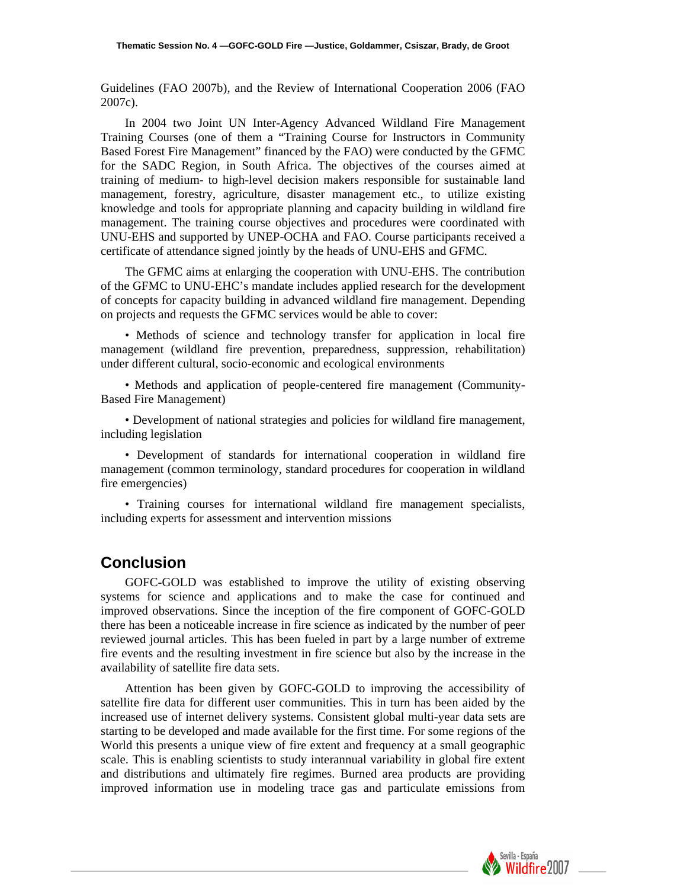Guidelines (FAO 2007b), and the Review of International Cooperation 2006 (FAO 2007c).

In 2004 two Joint UN Inter-Agency Advanced Wildland Fire Management Training Courses (one of them a "Training Course for Instructors in Community Based Forest Fire Management" financed by the FAO) were conducted by the GFMC for the SADC Region, in South Africa. The objectives of the courses aimed at training of medium- to high-level decision makers responsible for sustainable land management, forestry, agriculture, disaster management etc., to utilize existing knowledge and tools for appropriate planning and capacity building in wildland fire management. The training course objectives and procedures were coordinated with UNU-EHS and supported by UNEP-OCHA and FAO. Course participants received a certificate of attendance signed jointly by the heads of UNU-EHS and GFMC.

The GFMC aims at enlarging the cooperation with UNU-EHS. The contribution of the GFMC to UNU-EHC's mandate includes applied research for the development of concepts for capacity building in advanced wildland fire management. Depending on projects and requests the GFMC services would be able to cover:

• Methods of science and technology transfer for application in local fire management (wildland fire prevention, preparedness, suppression, rehabilitation) under different cultural, socio-economic and ecological environments

• Methods and application of people-centered fire management (Community-Based Fire Management)

• Development of national strategies and policies for wildland fire management, including legislation

• Development of standards for international cooperation in wildland fire management (common terminology, standard procedures for cooperation in wildland fire emergencies)

• Training courses for international wildland fire management specialists, including experts for assessment and intervention missions

## Conclusion

GOFC-GOLD was established to improve the utility of existing observing systems for science and applications and to make the case for continued and improved observations. Since the inception of the fire component of GOFC-GOLD there has been a noticeable increase in fire science as indicated by the number of peer reviewed journal articles. This has been fueled in part by a large number of extreme fire events and the resulting investment in fire science but also by the increase in the availability of satellite fire data sets.

Attention has been given by GOFC-GOLD to improving the accessibility of satellite fire data for different user communities. This in turn has been aided by the increased use of internet delivery systems. Consistent global multi-year data sets are starting to be developed and made available for the first time. For some regions of the World this presents a unique view of fire extent and frequency at a small geographic scale. This is enabling scientists to study interannual variability in global fire extent and distributions and ultimately fire regimes. Burned area products are providing improved information use in modeling trace gas and particulate emissions from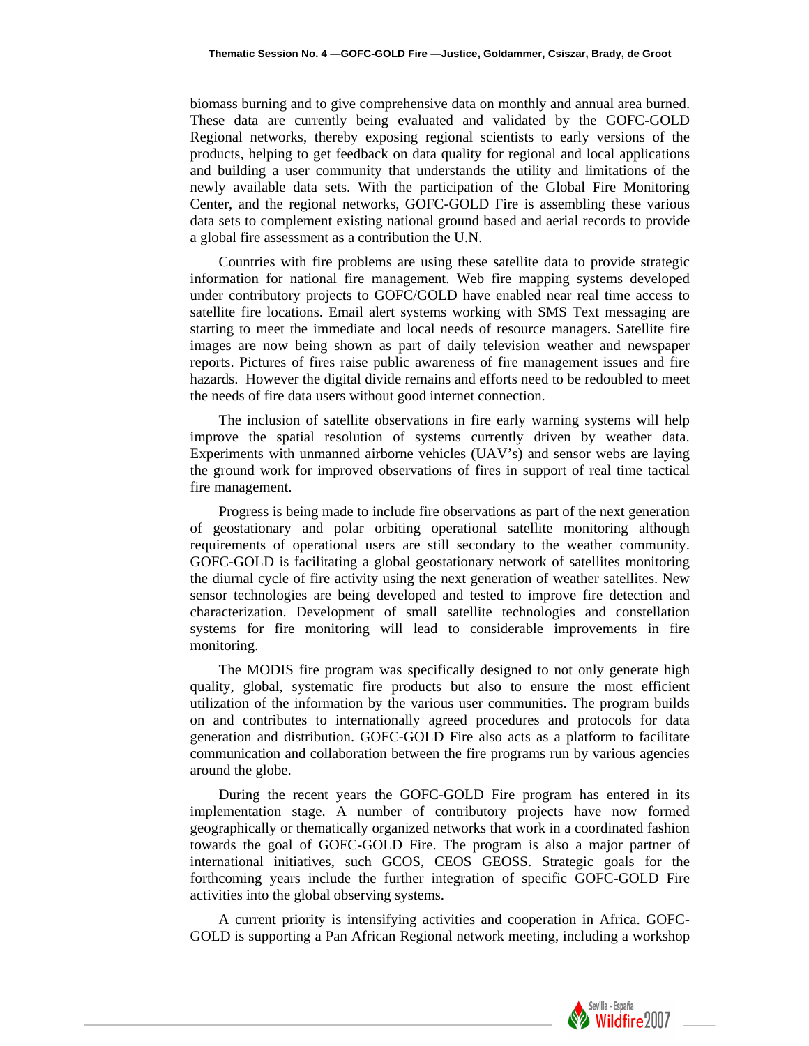biomass burning and to give comprehensive data on monthly and annual area burned. These data are currently being evaluated and validated by the GOFC-GOLD Regional networks, thereby exposing regional scientists to early versions of the products, helping to get feedback on data quality for regional and local applications and building a user community that understands the utility and limitations of the newly available data sets. With the participation of the Global Fire Monitoring Center, and the regional networks, GOFC-GOLD Fire is assembling these various data sets to complement existing national ground based and aerial records to provide a global fire assessment as a contribution the U.N.

Countries with fire problems are using these satellite data to provide strategic information for national fire management. Web fire mapping systems developed under contributory projects to GOFC/GOLD have enabled near real time access to satellite fire locations. Email alert systems working with SMS Text messaging are starting to meet the immediate and local needs of resource managers. Satellite fire images are now being shown as part of daily television weather and newspaper reports. Pictures of fires raise public awareness of fire management issues and fire hazards. However the digital divide remains and efforts need to be redoubled to meet the needs of fire data users without good internet connection.

The inclusion of satellite observations in fire early warning systems will help improve the spatial resolution of systems currently driven by weather data. Experiments with unmanned airborne vehicles (UAV's) and sensor webs are laying the ground work for improved observations of fires in support of real time tactical fire management.

Progress is being made to include fire observations as part of the next generation of geostationary and polar orbiting operational satellite monitoring although requirements of operational users are still secondary to the weather community. GOFC-GOLD is facilitating a global geostationary network of satellites monitoring the diurnal cycle of fire activity using the next generation of weather satellites. New sensor technologies are being developed and tested to improve fire detection and characterization. Development of small satellite technologies and constellation systems for fire monitoring will lead to considerable improvements in fire monitoring.

The MODIS fire program was specifically designed to not only generate high quality, global, systematic fire products but also to ensure the most efficient utilization of the information by the various user communities. The program builds on and contributes to internationally agreed procedures and protocols for data generation and distribution. GOFC-GOLD Fire also acts as a platform to facilitate communication and collaboration between the fire programs run by various agencies around the globe.

During the recent years the GOFC-GOLD Fire program has entered in its implementation stage. A number of contributory projects have now formed geographically or thematically organized networks that work in a coordinated fashion towards the goal of GOFC-GOLD Fire. The program is also a major partner of international initiatives, such GCOS, CEOS GEOSS. Strategic goals for the forthcoming years include the further integration of specific GOFC-GOLD Fire activities into the global observing systems.

A current priority is intensifying activities and cooperation in Africa. GOFC-GOLD is supporting a Pan African Regional network meeting, including a workshop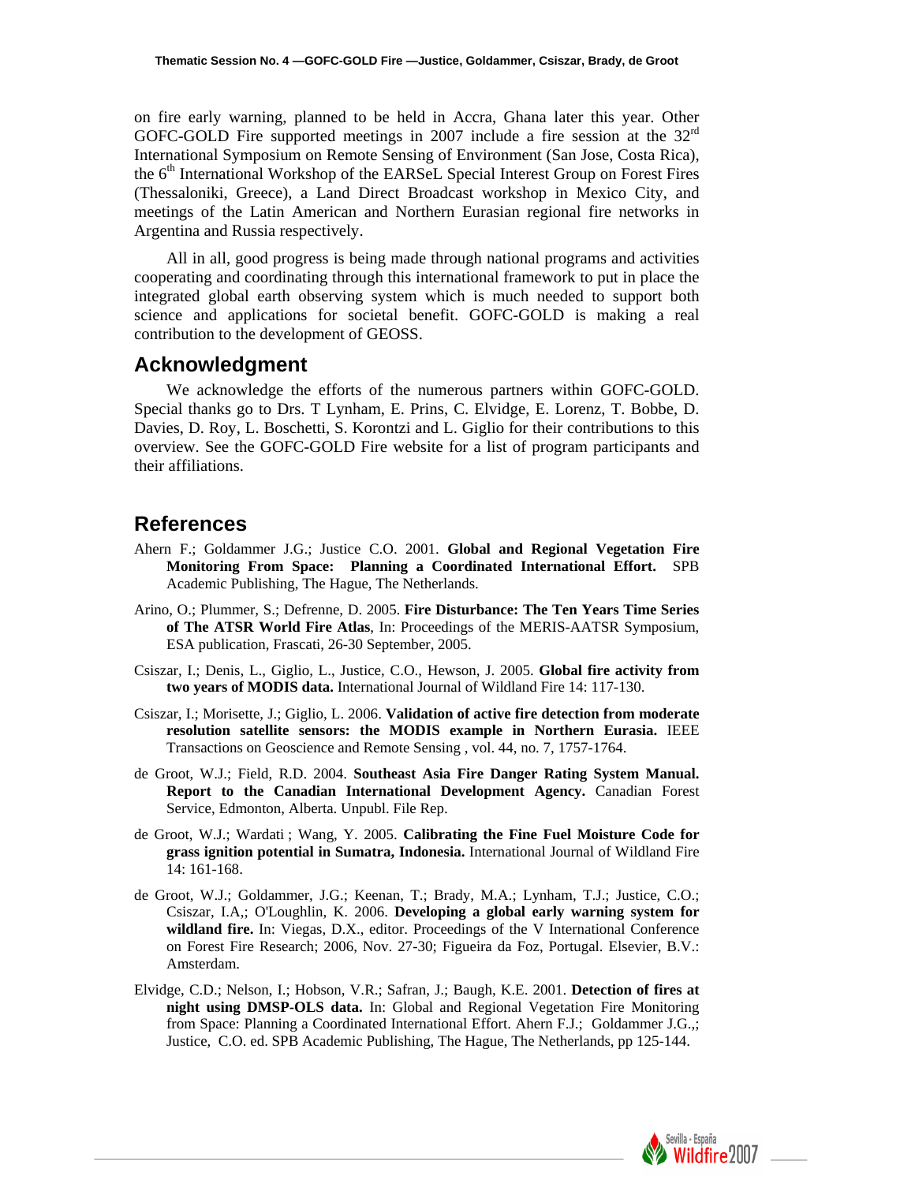on fire early warning, planned to be held in Accra, Ghana later this year. Other GOFC-GOLD Fire supported meetings in 2007 include a fire session at the 32rd International Symposium on Remote Sensing of Environment (San Jose, Costa Rica), the 6th International Workshop of the EARSeL Special Interest Group on Forest Fires (Thessaloniki, Greece), a Land Direct Broadcast workshop in Mexico City, and meetings of the Latin American and Northern Eurasian regional fire networks in Argentina and Russia respectively.

All in all, good progress is being made through national programs and activities cooperating and coordinating through this international framework to put in place the integrated global earth observing system which is much needed to support both science and applications for societal benefit. GOFC-GOLD is making a real contribution to the development of GEOSS.

## Acknowledgment

We acknowledge the efforts of the numerous partners within GOFC-GOLD. Special thanks go to Drs. T Lynham, E. Prins, C. Elvidge, E. Lorenz, T. Bobbe, D. Davies, D. Roy, L. Boschetti, S. Korontzi and L. Giglio for their contributions to this overview. See the GOFC-GOLD Fire website for a list of program participants and their affiliations.

## References

Ahern F.; Goldammer J.G.; Justice C.O. 2001. **Global and Regional Vegetation Fire Monitoring From Space: Planning a Coordinated International Effort.** SPB Academic Publishing, The Hague, The Netherlands.

Arino, O.; Plummer, S.; Defrenne, D. 2005. **Fire Disturbance: The Ten Years Time Series of The ATSR World Fire Atlas**, In: Proceedings of the MERIS-AATSR Symposium, ESA publication, Frascati, 26-30 September, 2005.

Csiszar, I.; Denis, L., Giglio, L., Justice, C.O., Hewson, J. 2005. **Global fire activity from two years of MODIS data.** International Journal of Wildland Fire 14: 117-130.

Csiszar, I.; Morisette, J.; Giglio, L. 2006. **Validation of active fire detection from moderate resolution satellite sensors: the MODIS example in Northern Eurasia.** IEEE Transactions on Geoscience and Remote Sensing , vol. 44, no. 7, 1757-1764.

de Groot, W.J.; Field, R.D. 2004. **Southeast Asia Fire Danger Rating System Manual. Report to the Canadian International Development Agency.** Canadian Forest Service, Edmonton, Alberta. Unpubl. File Rep.

de Groot, W.J.; Wardati ; Wang, Y. 2005. **Calibrating the Fine Fuel Moisture Code for grass ignition potential in Sumatra, Indonesia.** International Journal of Wildland Fire 14: 161-168.

de Groot, W.J.; Goldammer, J.G.; Keenan, T.; Brady, M.A.; Lynham, T.J.; Justice, C.O.; Csiszar, I.A,; O'Loughlin, K. 2006. **Developing a global early warning system for wildland fire.** In: Viegas, D.X., editor. Proceedings of the V International Conference on Forest Fire Research; 2006, Nov. 27-30; Figueira da Foz, Portugal. Elsevier, B.V.: Amsterdam.

Elvidge, C.D.; Nelson, I.; Hobson, V.R.; Safran, J.; Baugh, K.E. 2001. **Detection of fires at night using DMSP-OLS data.** In: Global and Regional Vegetation Fire Monitoring from Space: Planning a Coordinated International Effort. Ahern F.J.; Goldammer J.G.,; Justice, C.O. ed. SPB Academic Publishing, The Hague, The Netherlands, pp 125-144.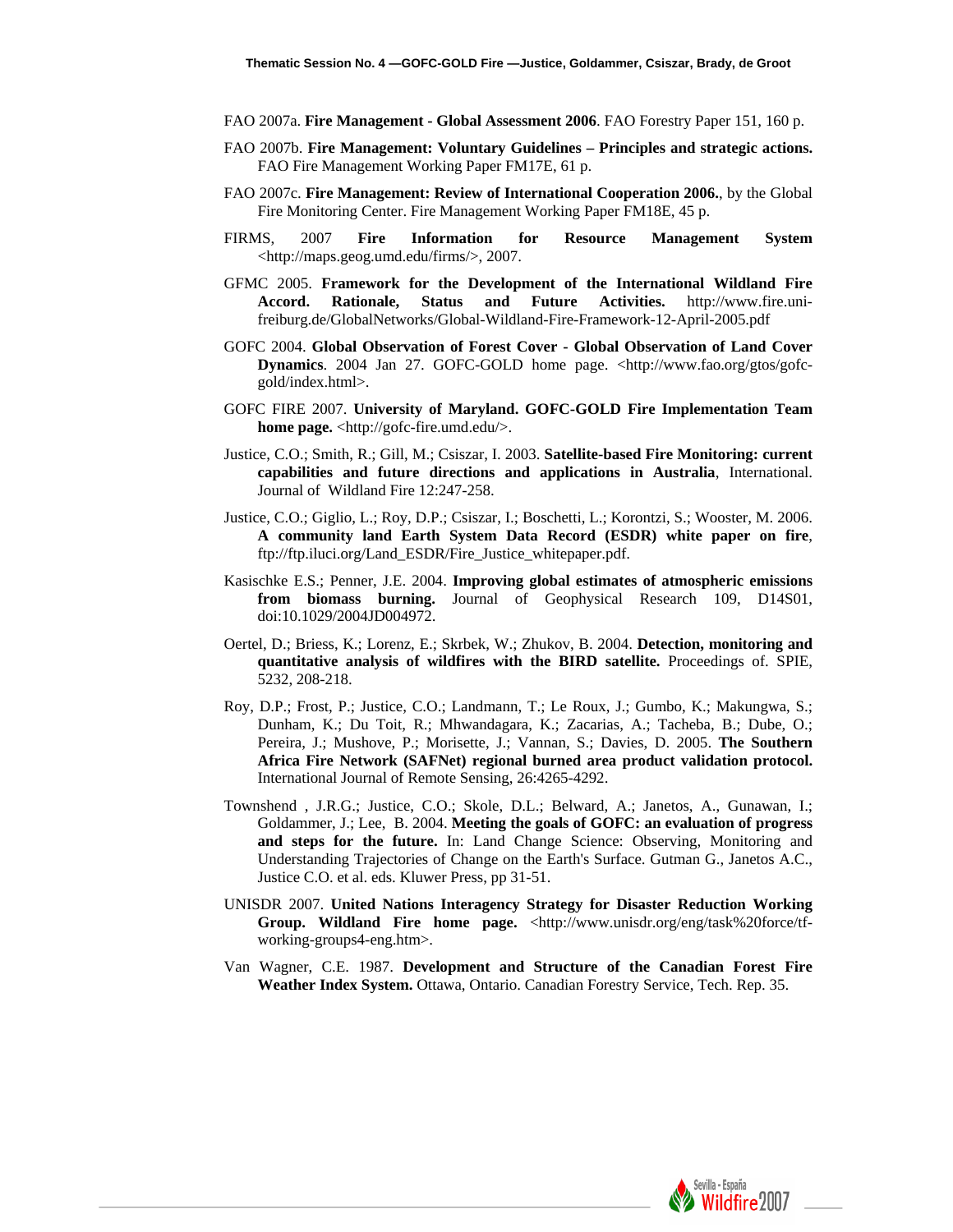FAO 2007a. **Fire Management - Global Assessment 2006**. FAO Forestry Paper 151, 160 p.

FAO 2007b. **Fire Management: Voluntary Guidelines – Principles and strategic actions.** FAO Fire Management Working Paper FM17E, 61 p.

FAO 2007c. **Fire Management: Review of International Cooperation 2006.**, by the Global Fire Monitoring Center. Fire Management Working Paper FM18E, 45 p.

FIRMS, 2007 **Fire Information for Resource Management System** <http://maps.geog.umd.edu/firms/>, 2007.

GFMC 2005. **Framework for the Development of the International Wildland Fire Accord. Rationale, Status and Future Activities.** http://www.fire.uni-freiburg.de/GlobalNetworks/Global-Wildland-Fire-Framework-12-April-2005.pdf

GOFC 2004. **Global Observation of Forest Cover - Global Observation of Land Cover Dynamics**. 2004 Jan 27. GOFC-GOLD home page. <http://www.fao.org/gtos/gofc-gold/index.html>.

GOFC FIRE 2007. **University of Maryland. GOFC-GOLD Fire Implementation Team home page.** <http://gofc-fire.umd.edu/>.

Justice, C.O.; Smith, R.; Gill, M.; Csiszar, I. 2003. **Satellite-based Fire Monitoring: current capabilities and future directions and applications in Australia**, International. Journal of Wildland Fire 12:247-258.

Justice, C.O.; Giglio, L.; Roy, D.P.; Csiszar, I.; Boschetti, L.; Korontzi, S.; Wooster, M. 2006. **A community land Earth System Data Record (ESDR) white paper on fire**, ftp://ftp.iluci.org/Land_ESDR/Fire_Justice_whitepaper.pdf.

Kasischke E.S.; Penner, J.E. 2004. **Improving global estimates of atmospheric emissions from biomass burning.** Journal of Geophysical Research 109, D14S01, doi:10.1029/2004JD004972.

Oertel, D.; Briess, K.; Lorenz, E.; Skrbek, W.; Zhukov, B. 2004. **Detection, monitoring and quantitative analysis of wildfires with the BIRD satellite.** Proceedings of. SPIE, 5232, 208-218.

Roy, D.P.; Frost, P.; Justice, C.O.; Landmann, T.; Le Roux, J.; Gumbo, K.; Makungwa, S.; Dunham, K.; Du Toit, R.; Mhwandagara, K.; Zacarias, A.; Tacheba, B.; Dube, O.; Pereira, J.; Mushove, P.; Morisette, J.; Vannan, S.; Davies, D. 2005. **The Southern Africa Fire Network (SAFNet) regional burned area product validation protocol.** International Journal of Remote Sensing, 26:4265-4292.

Townshend , J.R.G.; Justice, C.O.; Skole, D.L.; Belward, A.; Janetos, A., Gunawan, I.; Goldammer, J.; Lee, B. 2004. **Meeting the goals of GOFC: an evaluation of progress and steps for the future.** In: Land Change Science: Observing, Monitoring and Understanding Trajectories of Change on the Earth's Surface. Gutman G., Janetos A.C., Justice C.O. et al. eds. Kluwer Press, pp 31-51.

UNISDR 2007. **United Nations Interagency Strategy for Disaster Reduction Working Group. Wildland Fire home page.** <http://www.unisdr.org/eng/task%20force/tf-working-groups4-eng.htm>.

Van Wagner, C.E. 1987. **Development and Structure of the Canadian Forest Fire Weather Index System.** Ottawa, Ontario. Canadian Forestry Service, Tech. Rep. 35.